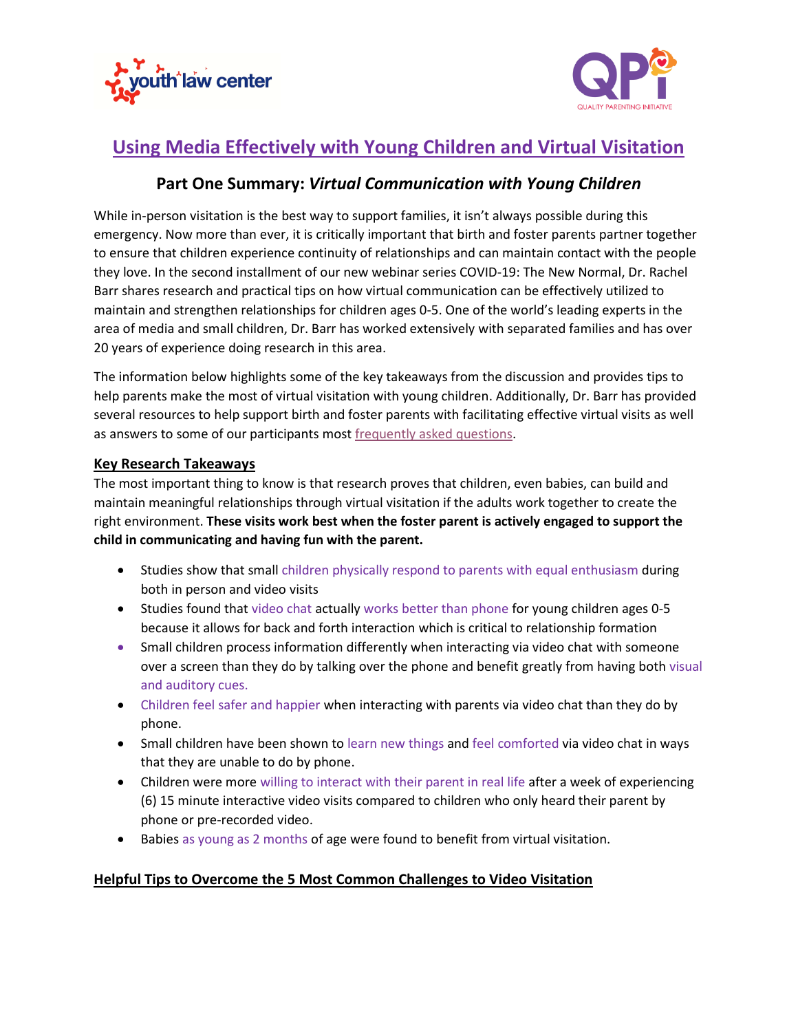# Using Media Effectively with Young Children and Virtual Visitation

## Part One Summary: *Virtual Communication with Young Children*

While in-person visitation is the best way to support families, it isn't always possible during this emergency. Now more than ever, it is critically important that birth and foster parents partner together to ensure that children experience continuity of relationships and can maintain contact with the people they love. In the second installment of our new webinar series COVID-19: The New Normal, Dr. Rachel Barr shares research and practical tips on how virtual communication can be effectively utilized to maintain and strengthen relationships for children ages 0-5. One of the world's leading experts in the area of media and small children, Dr. Barr has worked extensively with separated families and has over 20 years of experience doing research in this area.

The information below highlights some of the key takeaways from the discussion and provides tips to help parents make the most of virtual visitation with young children. Additionally, Dr. Barr has provided several resources to help support birth and foster parents with facilitating effective virtual visits as well as answers to some of our participants most frequently asked questions.

### Key Research Takeaways

The most important thing to know is that research proves that children, even babies, can build and maintain meaningful relationships through virtual visitation if the adults work together to create the right environment. **These visits work best when the foster parent is actively engaged to support the child in communicating and having fun with the parent.**

- Studies show that small children physically respond to parents with equal enthusiasm during both in person and video visits
- Studies found that video chat actually works better than phone for young children ages 0-5 because it allows for back and forth interaction which is critical to relationship formation
- Small children process information differently when interacting via video chat with someone over a screen than they do by talking over the phone and benefit greatly from having both visual and auditory cues.
- Children feel safer and happier when interacting with parents via video chat than they do by phone.
- Small children have been shown to learn new things and feel comforted via video chat in ways that they are unable to do by phone.
- Children were more willing to interact with their parent in real life after a week of experiencing (6) 15 minute interactive video visits compared to children who only heard their parent by phone or pre-recorded video.
- Babies as young as 2 months of age were found to benefit from virtual visitation.

### Helpful Tips to Overcome the 5 Most Common Challenges to Video Visitation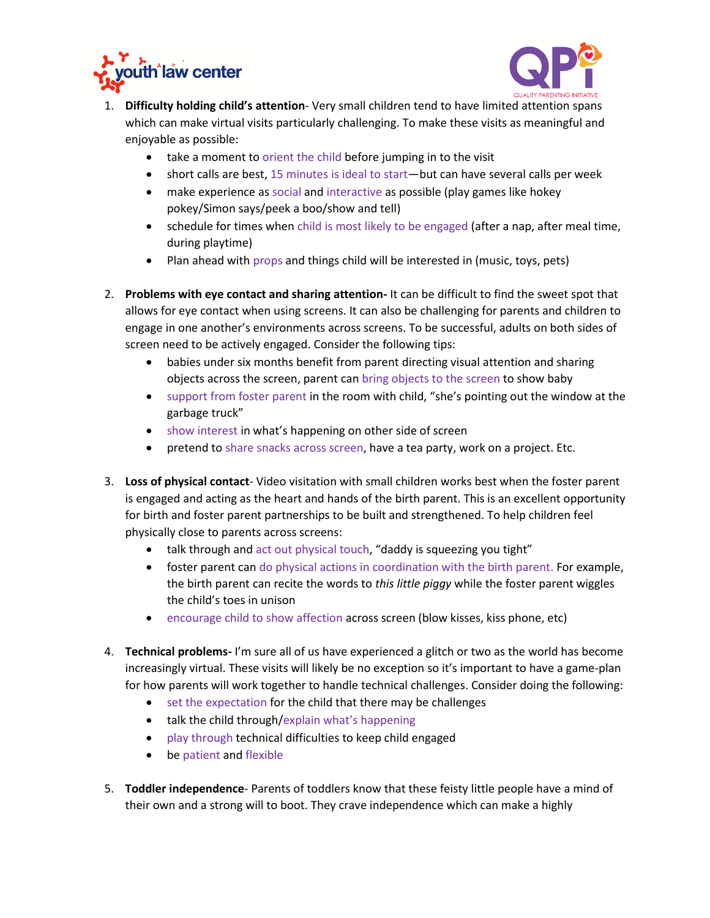1. **Difficulty holding child's attention**- Very small children tend to have limited attention spans which can make virtual visits particularly challenging. To make these visits as meaningful and enjoyable as possible:
   - take a moment to orient the child before jumping in to the visit
   - short calls are best, 15 minutes is ideal to start—but can have several calls per week
   - make experience as social and interactive as possible (play games like hokey pokey/Simon says/peek a boo/show and tell)
   - schedule for times when child is most likely to be engaged (after a nap, after meal time, during playtime)
   - Plan ahead with props and things child will be interested in (music, toys, pets)

2. **Problems with eye contact and sharing attention-** It can be difficult to find the sweet spot that allows for eye contact when using screens. It can also be challenging for parents and children to engage in one another's environments across screens. To be successful, adults on both sides of screen need to be actively engaged. Consider the following tips:
   - babies under six months benefit from parent directing visual attention and sharing objects across the screen, parent can bring objects to the screen to show baby
   - support from foster parent in the room with child, "she's pointing out the window at the garbage truck"
   - show interest in what's happening on other side of screen
   - pretend to share snacks across screen, have a tea party, work on a project. Etc.

3. **Loss of physical contact**- Video visitation with small children works best when the foster parent is engaged and acting as the heart and hands of the birth parent. This is an excellent opportunity for birth and foster parent partnerships to be built and strengthened. To help children feel physically close to parents across screens:
   - talk through and act out physical touch, "daddy is squeezing you tight"
   - foster parent can do physical actions in coordination with the birth parent. For example, the birth parent can recite the words to *this little piggy* while the foster parent wiggles the child's toes in unison
   - encourage child to show affection across screen (blow kisses, kiss phone, etc)

4. **Technical problems-** I'm sure all of us have experienced a glitch or two as the world has become increasingly virtual. These visits will likely be no exception so it's important to have a game-plan for how parents will work together to handle technical challenges. Consider doing the following:
   - set the expectation for the child that there may be challenges
   - talk the child through/explain what's happening
   - play through technical difficulties to keep child engaged
   - be patient and flexible

5. **Toddler independence**- Parents of toddlers know that these feisty little people have a mind of their own and a strong will to boot. They crave independence which can make a highly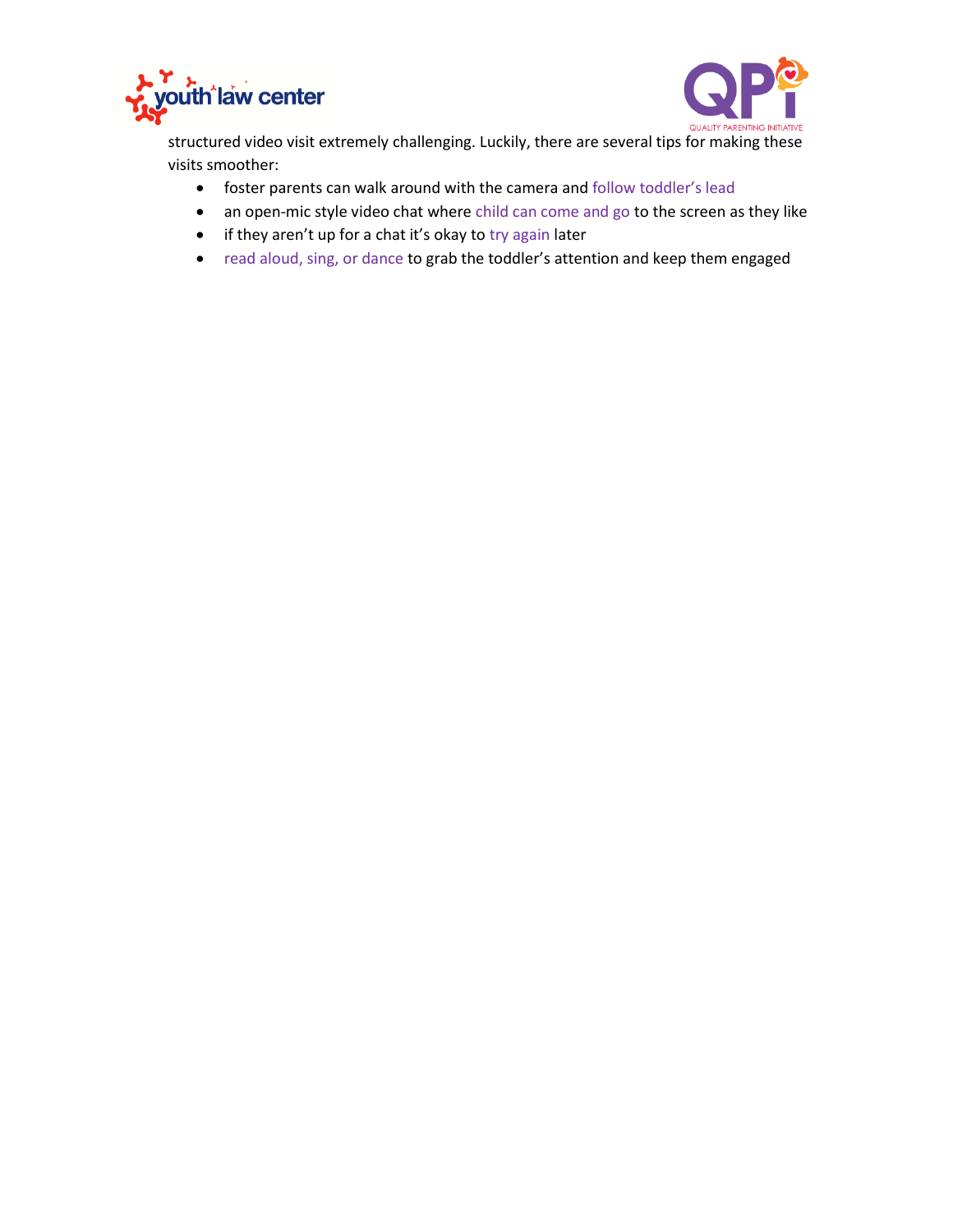structured video visit extremely challenging. Luckily, there are several tips for making these visits smoother:

- foster parents can walk around with the camera and follow toddler's lead
- an open-mic style video chat where child can come and go to the screen as they like
- if they aren't up for a chat it's okay to try again later
- read aloud, sing, or dance to grab the toddler's attention and keep them engaged